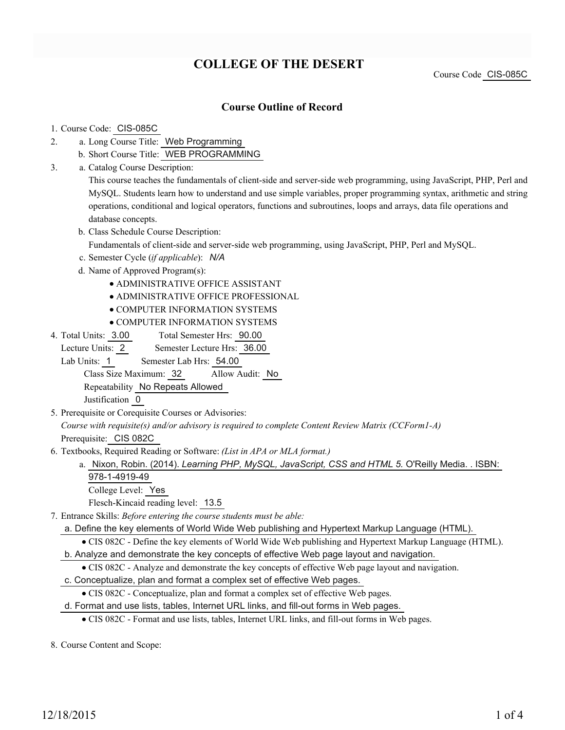# COLLEGE OF THE DESERT

Course Code CIS-085C

## Course Outline of Record

1. Course Code: CIS-085C
2. a. Long Course Title: Web Programming
   b. Short Course Title: WEB PROGRAMMING
3. a. Catalog Course Description:
   This course teaches the fundamentals of client-side and server-side web programming, using JavaScript, PHP, Perl and MySQL. Students learn how to understand and use simple variables, proper programming syntax, arithmetic and string operations, conditional and logical operators, functions and subroutines, loops and arrays, data file operations and database concepts.
   b. Class Schedule Course Description:
   Fundamentals of client-side and server-side web programming, using JavaScript, PHP, Perl and MySQL.
   c. Semester Cycle (*if applicable*): *N/A*
   d. Name of Approved Program(s):
   - ADMINISTRATIVE OFFICE ASSISTANT
   - ADMINISTRATIVE OFFICE PROFESSIONAL
   - COMPUTER INFORMATION SYSTEMS
   - COMPUTER INFORMATION SYSTEMS
4. Total Units: 3.00 Total Semester Hrs: 90.00
   Lecture Units: 2 Semester Lecture Hrs: 36.00
   Lab Units: 1 Semester Lab Hrs: 54.00
   Class Size Maximum: 32 Allow Audit: No
   Repeatability No Repeats Allowed
   Justification 0
5. Prerequisite or Corequisite Courses or Advisories:
   *Course with requisite(s) and/or advisory is required to complete Content Review Matrix (CCForm1-A)*
   Prerequisite: CIS 082C
6. Textbooks, Required Reading or Software: *(List in APA or MLA format.)*
   a. Nixon, Robin. (2014). *Learning PHP, MySQL, JavaScript, CSS and HTML 5.* O'Reilly Media. . ISBN: 978-1-4919-49
   College Level: Yes
   Flesch-Kincaid reading level: 13.5
7. Entrance Skills: *Before entering the course students must be able:*
   a. Define the key elements of World Wide Web publishing and Hypertext Markup Language (HTML).
   - CIS 082C - Define the key elements of World Wide Web publishing and Hypertext Markup Language (HTML).

   b. Analyze and demonstrate the key concepts of effective Web page layout and navigation.
   - CIS 082C - Analyze and demonstrate the key concepts of effective Web page layout and navigation.

   c. Conceptualize, plan and format a complex set of effective Web pages.
   - CIS 082C - Conceptualize, plan and format a complex set of effective Web pages.

   d. Format and use lists, tables, Internet URL links, and fill-out forms in Web pages.
   - CIS 082C - Format and use lists, tables, Internet URL links, and fill-out forms in Web pages.
8. Course Content and Scope: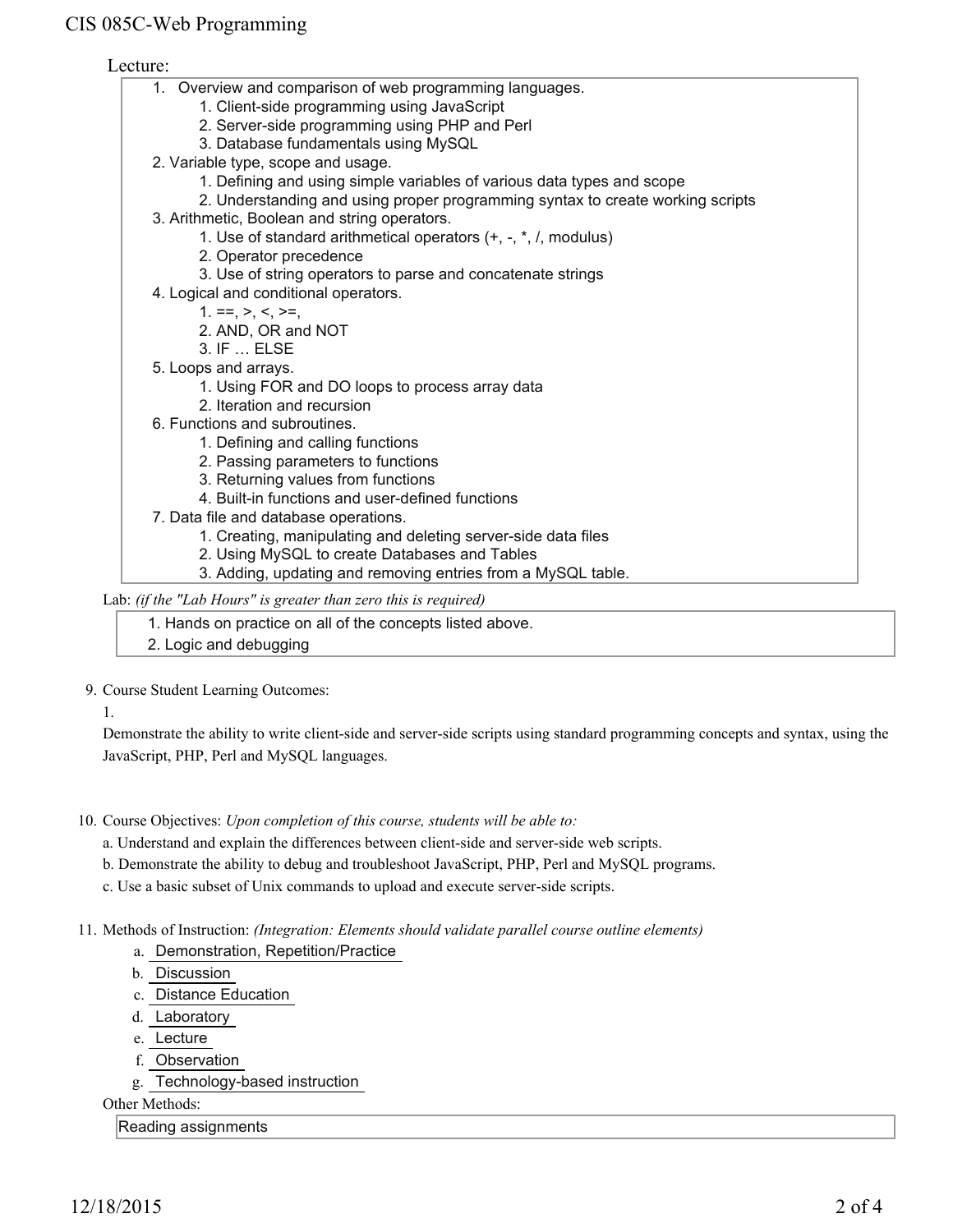Lecture:

1. Overview and comparison of web programming languages.
   1. Client-side programming using JavaScript
   2. Server-side programming using PHP and Perl
   3. Database fundamentals using MySQL
2. Variable type, scope and usage.
   1. Defining and using simple variables of various data types and scope
   2. Understanding and using proper programming syntax to create working scripts
3. Arithmetic, Boolean and string operators.
   1. Use of standard arithmetical operators (+, -, *, /, modulus)
   2. Operator precedence
   3. Use of string operators to parse and concatenate strings
4. Logical and conditional operators.
   1. ==, >, <, >=,
   2. AND, OR and NOT
   3. IF … ELSE
5. Loops and arrays.
   1. Using FOR and DO loops to process array data
   2. Iteration and recursion
6. Functions and subroutines.
   1. Defining and calling functions
   2. Passing parameters to functions
   3. Returning values from functions
   4. Built-in functions and user-defined functions
7. Data file and database operations.
   1. Creating, manipulating and deleting server-side data files
   2. Using MySQL to create Databases and Tables
   3. Adding, updating and removing entries from a MySQL table.

Lab: *(if the "Lab Hours" is greater than zero this is required)*

1. Hands on practice on all of the concepts listed above.
2. Logic and debugging

9. Course Student Learning Outcomes:

   1. Demonstrate the ability to write client-side and server-side scripts using standard programming concepts and syntax, using the JavaScript, PHP, Perl and MySQL languages.

10. Course Objectives: *Upon completion of this course, students will be able to:*

    a. Understand and explain the differences between client-side and server-side web scripts.

    b. Demonstrate the ability to debug and troubleshoot JavaScript, PHP, Perl and MySQL programs.

    c. Use a basic subset of Unix commands to upload and execute server-side scripts.

11. Methods of Instruction: *(Integration: Elements should validate parallel course outline elements)*

    a. Demonstration, Repetition/Practice

    b. Discussion

    c. Distance Education

    d. Laboratory

    e. Lecture

    f. Observation

    g. Technology-based instruction

    Other Methods:

    Reading assignments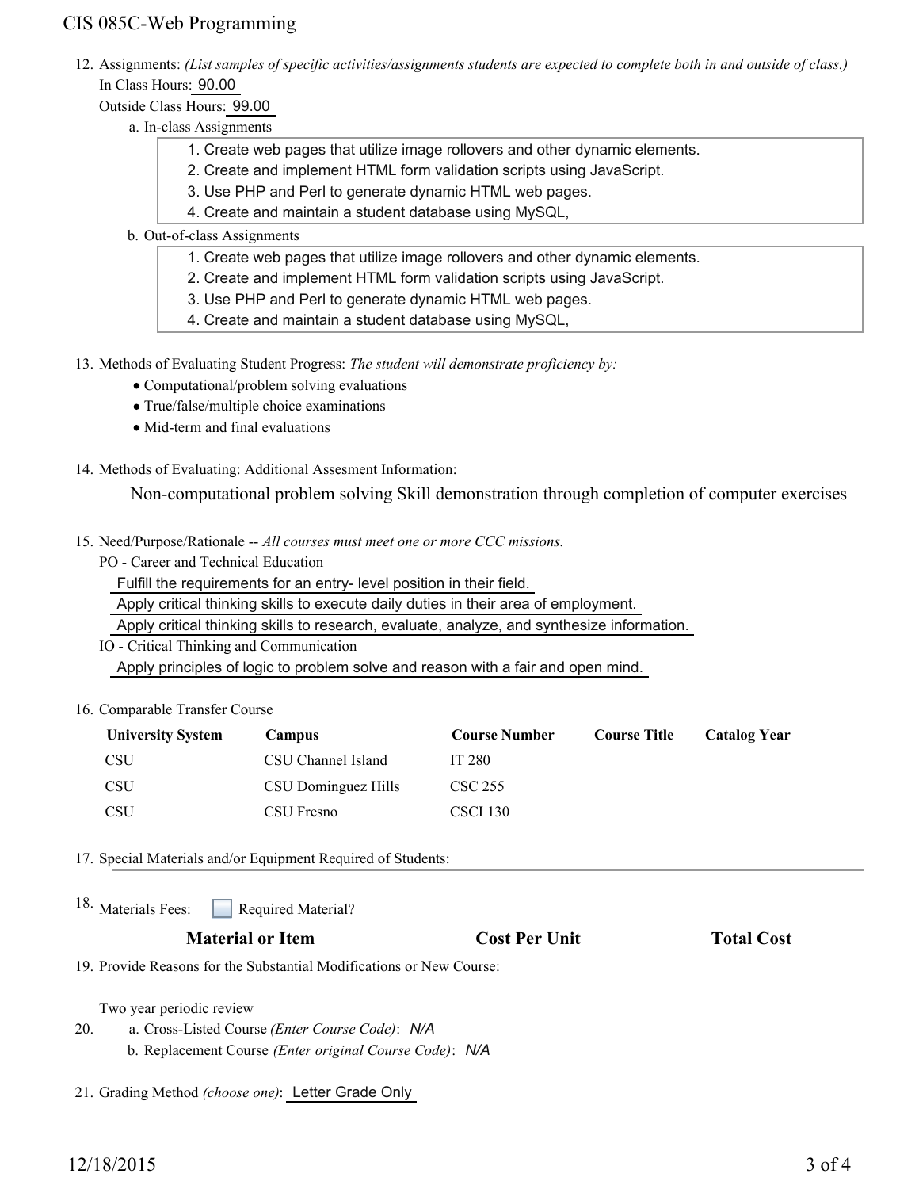12. Assignments: *(List samples of specific activities/assignments students are expected to complete both in and outside of class.)*
    In Class Hours: 90.00
    Outside Class Hours: 99.00

    a. In-class Assignments
    1. Create web pages that utilize image rollovers and other dynamic elements.
    2. Create and implement HTML form validation scripts using JavaScript.
    3. Use PHP and Perl to generate dynamic HTML web pages.
    4. Create and maintain a student database using MySQL,

    b. Out-of-class Assignments
    1. Create web pages that utilize image rollovers and other dynamic elements.
    2. Create and implement HTML form validation scripts using JavaScript.
    3. Use PHP and Perl to generate dynamic HTML web pages.
    4. Create and maintain a student database using MySQL,

13. Methods of Evaluating Student Progress: *The student will demonstrate proficiency by:*
    - Computational/problem solving evaluations
    - True/false/multiple choice examinations
    - Mid-term and final evaluations

14. Methods of Evaluating: Additional Assesment Information:

    Non-computational problem solving Skill demonstration through completion of computer exercises

15. Need/Purpose/Rationale -- *All courses must meet one or more CCC missions.*
    PO - Career and Technical Education
    Fulfill the requirements for an entry- level position in their field.
    Apply critical thinking skills to execute daily duties in their area of employment.
    Apply critical thinking skills to research, evaluate, analyze, and synthesize information.
    IO - Critical Thinking and Communication
    Apply principles of logic to problem solve and reason with a fair and open mind.

16. Comparable Transfer Course

| University System | Campus | Course Number | Course Title | Catalog Year |
|---|---|---|---|---|
| CSU | CSU Channel Island | IT 280 | | |
| CSU | CSU Dominguez Hills | CSC 255 | | |
| CSU | CSU Fresno | CSCI 130 | | |

17. Special Materials and/or Equipment Required of Students:

18. Materials Fees: ☐ Required Material?

| Material or Item | Cost Per Unit | Total Cost |
|---|---|---|

19. Provide Reasons for the Substantial Modifications or New Course:

    Two year periodic review

20. a. Cross-Listed Course *(Enter Course Code)*: *N/A*
    b. Replacement Course *(Enter original Course Code)*: *N/A*

21. Grading Method *(choose one)*: Letter Grade Only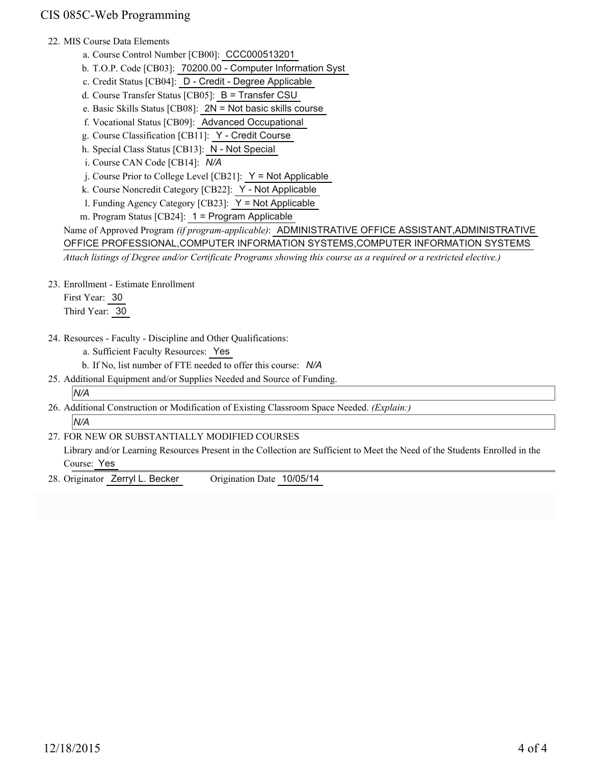22. MIS Course Data Elements
    a. Course Control Number [CB00]: CCC000513201
    b. T.O.P. Code [CB03]: 70200.00 - Computer Information Syst
    c. Credit Status [CB04]: D - Credit - Degree Applicable
    d. Course Transfer Status [CB05]: B = Transfer CSU
    e. Basic Skills Status [CB08]: 2N = Not basic skills course
    f. Vocational Status [CB09]: Advanced Occupational
    g. Course Classification [CB11]: Y - Credit Course
    h. Special Class Status [CB13]: N - Not Special
    i. Course CAN Code [CB14]: *N/A*
    j. Course Prior to College Level [CB21]: Y = Not Applicable
    k. Course Noncredit Category [CB22]: Y - Not Applicable
    l. Funding Agency Category [CB23]: Y = Not Applicable
    m. Program Status [CB24]: 1 = Program Applicable

    Name of Approved Program *(if program-applicable)*: ADMINISTRATIVE OFFICE ASSISTANT,ADMINISTRATIVE OFFICE PROFESSIONAL,COMPUTER INFORMATION SYSTEMS,COMPUTER INFORMATION SYSTEMS

    *Attach listings of Degree and/or Certificate Programs showing this course as a required or a restricted elective.)*

23. Enrollment - Estimate Enrollment
    First Year: 30
    Third Year: 30

24. Resources - Faculty - Discipline and Other Qualifications:
    a. Sufficient Faculty Resources: Yes
    b. If No, list number of FTE needed to offer this course: *N/A*

25. Additional Equipment and/or Supplies Needed and Source of Funding.
    *N/A*

26. Additional Construction or Modification of Existing Classroom Space Needed. *(Explain:)*
    *N/A*

27. FOR NEW OR SUBSTANTIALLY MODIFIED COURSES
    Library and/or Learning Resources Present in the Collection are Sufficient to Meet the Need of the Students Enrolled in the Course: Yes

28. Originator Zerryl L. Becker Origination Date 10/05/14